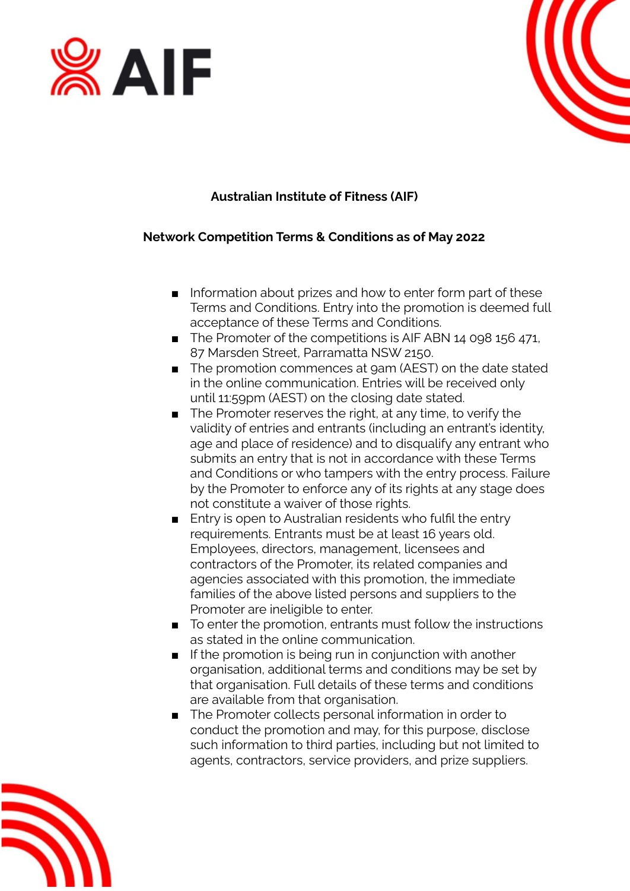# AIF

**Australian Institute of Fitness (AIF)**

**Network Competition Terms & Conditions as of May 2022**

- Information about prizes and how to enter form part of these Terms and Conditions. Entry into the promotion is deemed full acceptance of these Terms and Conditions.
- The Promoter of the competitions is AIF ABN 14 098 156 471, 87 Marsden Street, Parramatta NSW 2150.
- The promotion commences at 9am (AEST) on the date stated in the online communication. Entries will be received only until 11:59pm (AEST) on the closing date stated.
- The Promoter reserves the right, at any time, to verify the validity of entries and entrants (including an entrant's identity, age and place of residence) and to disqualify any entrant who submits an entry that is not in accordance with these Terms and Conditions or who tampers with the entry process. Failure by the Promoter to enforce any of its rights at any stage does not constitute a waiver of those rights.
- Entry is open to Australian residents who fulfil the entry requirements. Entrants must be at least 16 years old. Employees, directors, management, licensees and contractors of the Promoter, its related companies and agencies associated with this promotion, the immediate families of the above listed persons and suppliers to the Promoter are ineligible to enter.
- To enter the promotion, entrants must follow the instructions as stated in the online communication.
- If the promotion is being run in conjunction with another organisation, additional terms and conditions may be set by that organisation. Full details of these terms and conditions are available from that organisation.
- The Promoter collects personal information in order to conduct the promotion and may, for this purpose, disclose such information to third parties, including but not limited to agents, contractors, service providers, and prize suppliers.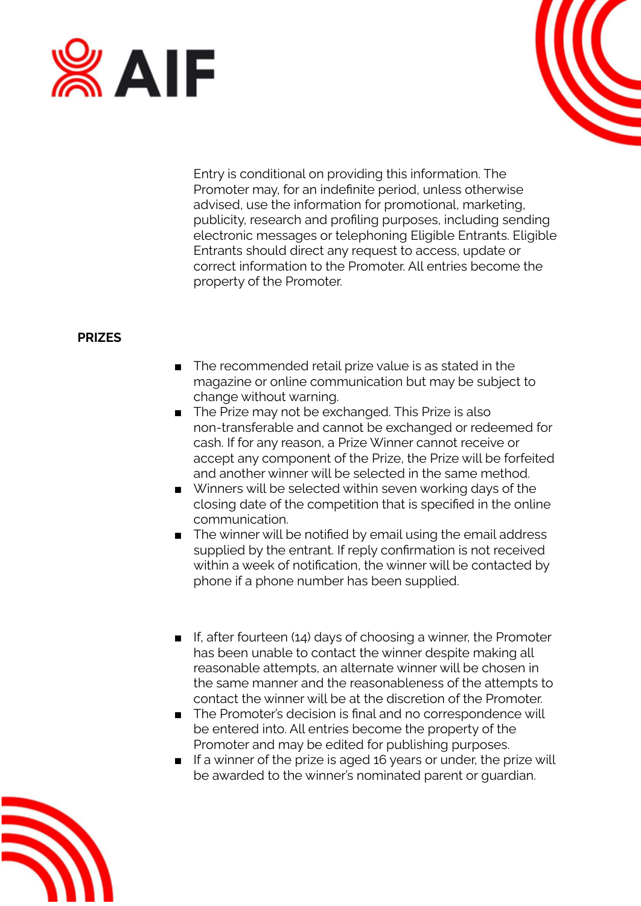Entry is conditional on providing this information. The Promoter may, for an indefinite period, unless otherwise advised, use the information for promotional, marketing, publicity, research and profiling purposes, including sending electronic messages or telephoning Eligible Entrants. Eligible Entrants should direct any request to access, update or correct information to the Promoter. All entries become the property of the Promoter.

**PRIZES**

- The recommended retail prize value is as stated in the magazine or online communication but may be subject to change without warning.
- The Prize may not be exchanged. This Prize is also non-transferable and cannot be exchanged or redeemed for cash. If for any reason, a Prize Winner cannot receive or accept any component of the Prize, the Prize will be forfeited and another winner will be selected in the same method.
- Winners will be selected within seven working days of the closing date of the competition that is specified in the online communication.
- The winner will be notified by email using the email address supplied by the entrant. If reply confirmation is not received within a week of notification, the winner will be contacted by phone if a phone number has been supplied.

- If, after fourteen (14) days of choosing a winner, the Promoter has been unable to contact the winner despite making all reasonable attempts, an alternate winner will be chosen in the same manner and the reasonableness of the attempts to contact the winner will be at the discretion of the Promoter.
- The Promoter's decision is final and no correspondence will be entered into. All entries become the property of the Promoter and may be edited for publishing purposes.
- If a winner of the prize is aged 16 years or under, the prize will be awarded to the winner's nominated parent or guardian.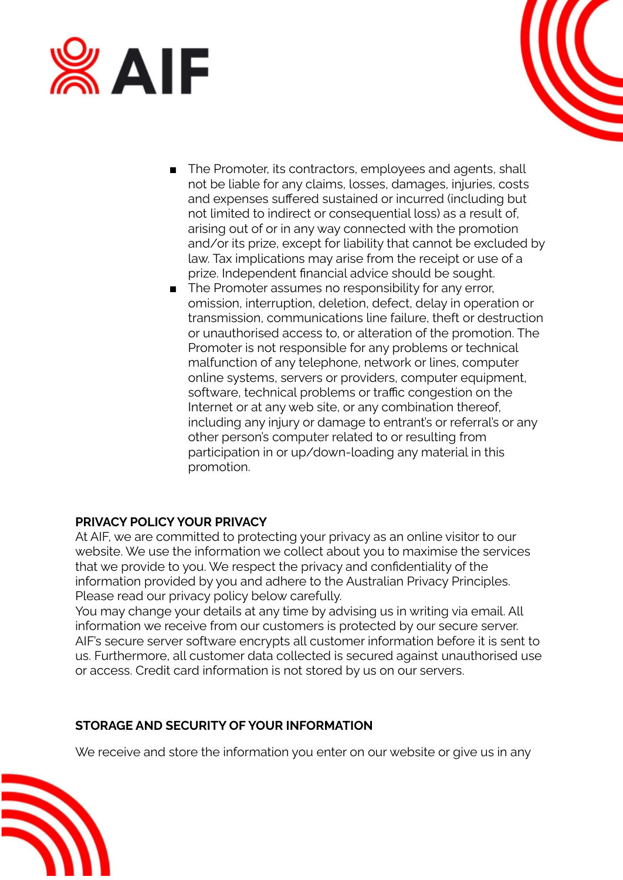- The Promoter, its contractors, employees and agents, shall not be liable for any claims, losses, damages, injuries, costs and expenses suffered sustained or incurred (including but not limited to indirect or consequential loss) as a result of, arising out of or in any way connected with the promotion and/or its prize, except for liability that cannot be excluded by law. Tax implications may arise from the receipt or use of a prize. Independent financial advice should be sought.
- The Promoter assumes no responsibility for any error, omission, interruption, deletion, defect, delay in operation or transmission, communications line failure, theft or destruction or unauthorised access to, or alteration of the promotion. The Promoter is not responsible for any problems or technical malfunction of any telephone, network or lines, computer online systems, servers or providers, computer equipment, software, technical problems or traffic congestion on the Internet or at any web site, or any combination thereof, including any injury or damage to entrant's or referral's or any other person's computer related to or resulting from participation in or up/down-loading any material in this promotion.

**PRIVACY POLICY YOUR PRIVACY**

At AIF, we are committed to protecting your privacy as an online visitor to our website. We use the information we collect about you to maximise the services that we provide to you. We respect the privacy and confidentiality of the information provided by you and adhere to the Australian Privacy Principles. Please read our privacy policy below carefully.

You may change your details at any time by advising us in writing via email. All information we receive from our customers is protected by our secure server. AIF's secure server software encrypts all customer information before it is sent to us. Furthermore, all customer data collected is secured against unauthorised use or access. Credit card information is not stored by us on our servers.

**STORAGE AND SECURITY OF YOUR INFORMATION**

We receive and store the information you enter on our website or give us in any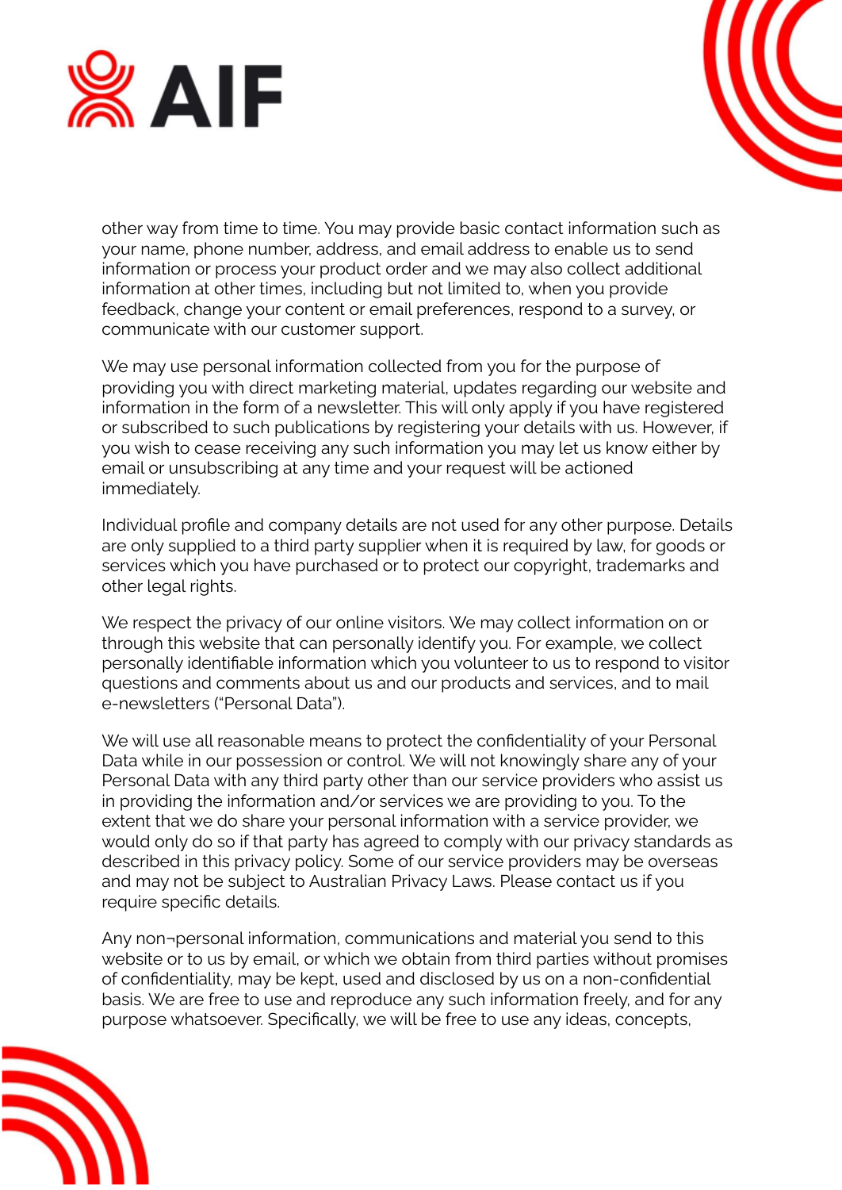other way from time to time. You may provide basic contact information such as your name, phone number, address, and email address to enable us to send information or process your product order and we may also collect additional information at other times, including but not limited to, when you provide feedback, change your content or email preferences, respond to a survey, or communicate with our customer support.

We may use personal information collected from you for the purpose of providing you with direct marketing material, updates regarding our website and information in the form of a newsletter. This will only apply if you have registered or subscribed to such publications by registering your details with us. However, if you wish to cease receiving any such information you may let us know either by email or unsubscribing at any time and your request will be actioned immediately.

Individual profile and company details are not used for any other purpose. Details are only supplied to a third party supplier when it is required by law, for goods or services which you have purchased or to protect our copyright, trademarks and other legal rights.

We respect the privacy of our online visitors. We may collect information on or through this website that can personally identify you. For example, we collect personally identifiable information which you volunteer to us to respond to visitor questions and comments about us and our products and services, and to mail e-newsletters ("Personal Data").

We will use all reasonable means to protect the confidentiality of your Personal Data while in our possession or control. We will not knowingly share any of your Personal Data with any third party other than our service providers who assist us in providing the information and/or services we are providing to you. To the extent that we do share your personal information with a service provider, we would only do so if that party has agreed to comply with our privacy standards as described in this privacy policy. Some of our service providers may be overseas and may not be subject to Australian Privacy Laws. Please contact us if you require specific details.

Any non¬personal information, communications and material you send to this website or to us by email, or which we obtain from third parties without promises of confidentiality, may be kept, used and disclosed by us on a non-confidential basis. We are free to use and reproduce any such information freely, and for any purpose whatsoever. Specifically, we will be free to use any ideas, concepts,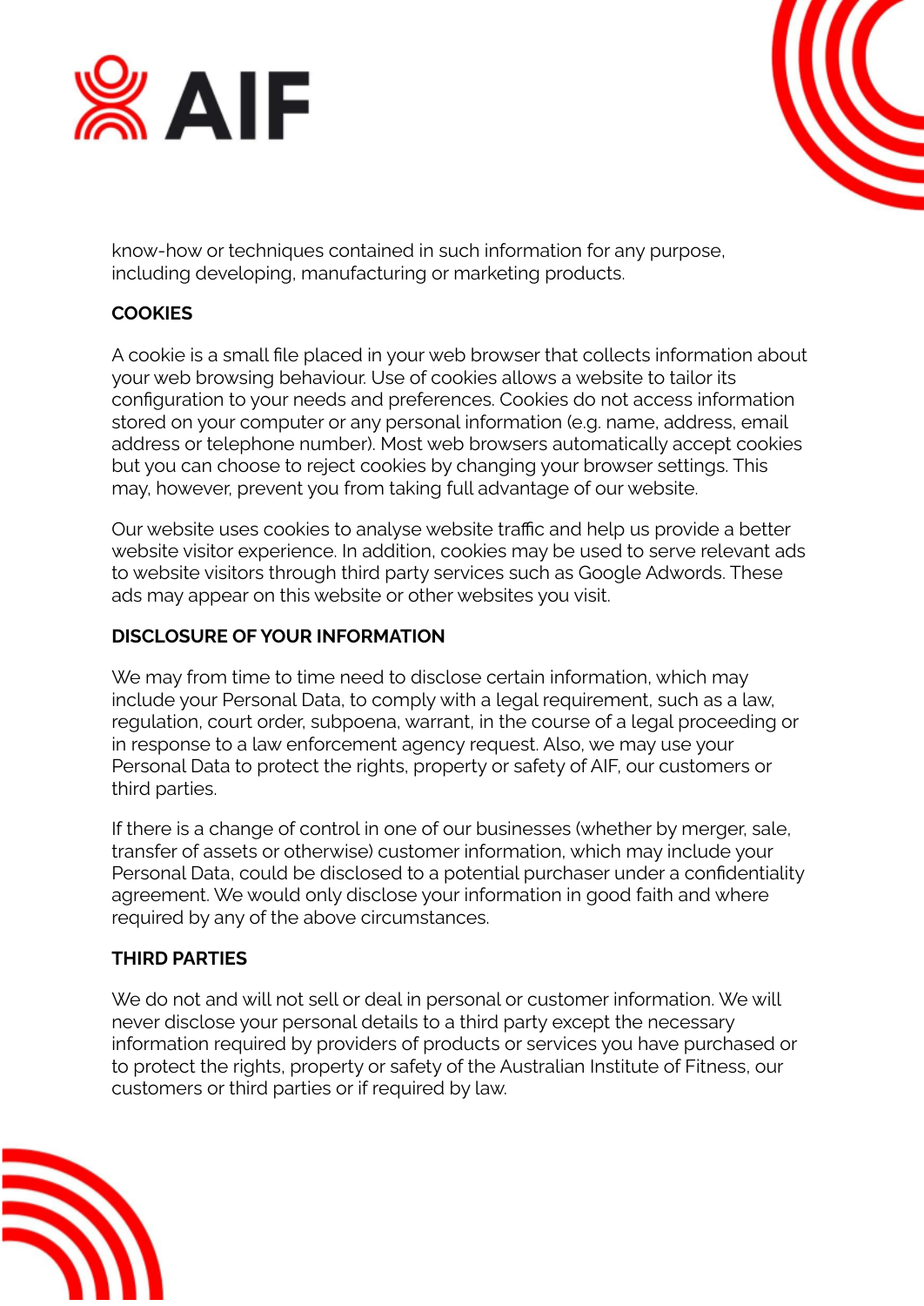know-how or techniques contained in such information for any purpose, including developing, manufacturing or marketing products.

## COOKIES

A cookie is a small file placed in your web browser that collects information about your web browsing behaviour. Use of cookies allows a website to tailor its configuration to your needs and preferences. Cookies do not access information stored on your computer or any personal information (e.g. name, address, email address or telephone number). Most web browsers automatically accept cookies but you can choose to reject cookies by changing your browser settings. This may, however, prevent you from taking full advantage of our website.

Our website uses cookies to analyse website traffic and help us provide a better website visitor experience. In addition, cookies may be used to serve relevant ads to website visitors through third party services such as Google Adwords. These ads may appear on this website or other websites you visit.

## DISCLOSURE OF YOUR INFORMATION

We may from time to time need to disclose certain information, which may include your Personal Data, to comply with a legal requirement, such as a law, regulation, court order, subpoena, warrant, in the course of a legal proceeding or in response to a law enforcement agency request. Also, we may use your Personal Data to protect the rights, property or safety of AIF, our customers or third parties.

If there is a change of control in one of our businesses (whether by merger, sale, transfer of assets or otherwise) customer information, which may include your Personal Data, could be disclosed to a potential purchaser under a confidentiality agreement. We would only disclose your information in good faith and where required by any of the above circumstances.

## THIRD PARTIES

We do not and will not sell or deal in personal or customer information. We will never disclose your personal details to a third party except the necessary information required by providers of products or services you have purchased or to protect the rights, property or safety of the Australian Institute of Fitness, our customers or third parties or if required by law.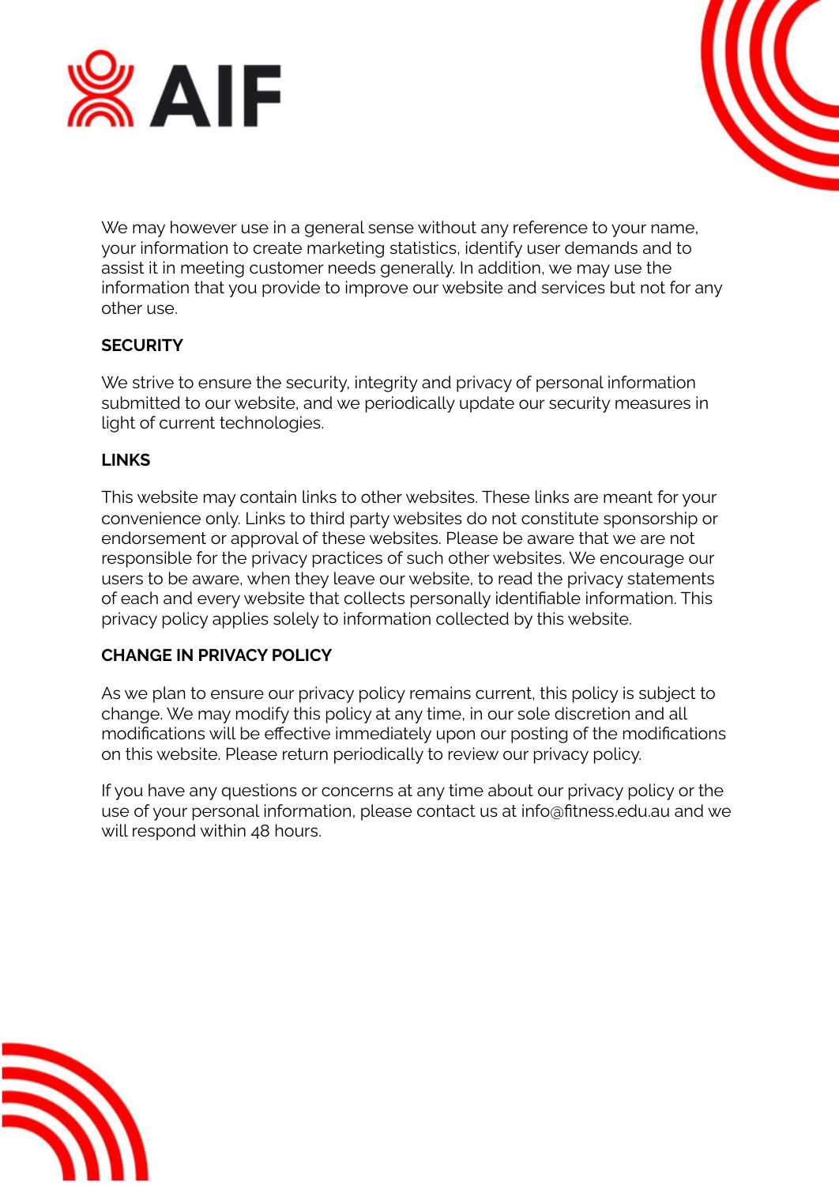We may however use in a general sense without any reference to your name, your information to create marketing statistics, identify user demands and to assist it in meeting customer needs generally. In addition, we may use the information that you provide to improve our website and services but not for any other use.

**SECURITY**

We strive to ensure the security, integrity and privacy of personal information submitted to our website, and we periodically update our security measures in light of current technologies.

**LINKS**

This website may contain links to other websites. These links are meant for your convenience only. Links to third party websites do not constitute sponsorship or endorsement or approval of these websites. Please be aware that we are not responsible for the privacy practices of such other websites. We encourage our users to be aware, when they leave our website, to read the privacy statements of each and every website that collects personally identifiable information. This privacy policy applies solely to information collected by this website.

**CHANGE IN PRIVACY POLICY**

As we plan to ensure our privacy policy remains current, this policy is subject to change. We may modify this policy at any time, in our sole discretion and all modifications will be effective immediately upon our posting of the modifications on this website. Please return periodically to review our privacy policy.

If you have any questions or concerns at any time about our privacy policy or the use of your personal information, please contact us at info@fitness.edu.au and we will respond within 48 hours.